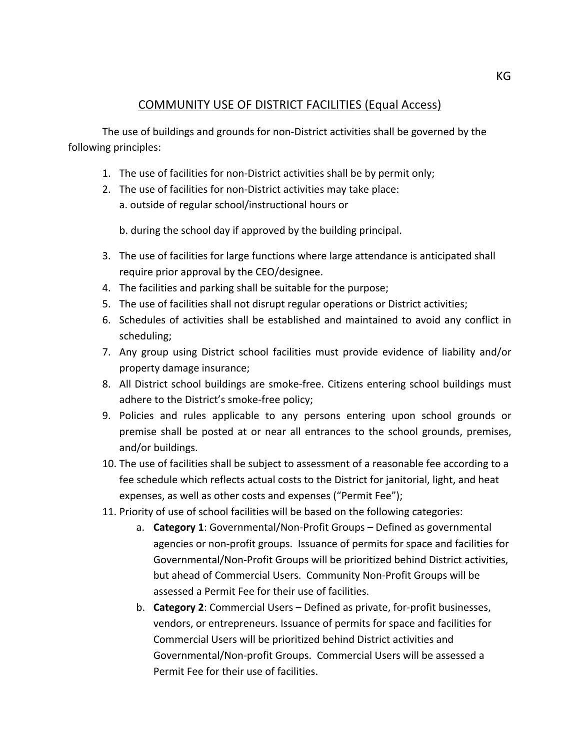KG

# COMMUNITY USE OF DISTRICT FACILITIES (Equal Access)

The use of buildings and grounds for non-District activities shall be governed by the following principles:

1. The use of facilities for non-District activities shall be by permit only;
2. The use of facilities for non-District activities may take place:
   a. outside of regular school/instructional hours or

   b. during the school day if approved by the building principal.
3. The use of facilities for large functions where large attendance is anticipated shall require prior approval by the CEO/designee.
4. The facilities and parking shall be suitable for the purpose;
5. The use of facilities shall not disrupt regular operations or District activities;
6. Schedules of activities shall be established and maintained to avoid any conflict in scheduling;
7. Any group using District school facilities must provide evidence of liability and/or property damage insurance;
8. All District school buildings are smoke-free. Citizens entering school buildings must adhere to the District's smoke-free policy;
9. Policies and rules applicable to any persons entering upon school grounds or premise shall be posted at or near all entrances to the school grounds, premises, and/or buildings.
10. The use of facilities shall be subject to assessment of a reasonable fee according to a fee schedule which reflects actual costs to the District for janitorial, light, and heat expenses, as well as other costs and expenses ("Permit Fee");
11. Priority of use of school facilities will be based on the following categories:
    a. **Category 1**: Governmental/Non-Profit Groups – Defined as governmental agencies or non-profit groups. Issuance of permits for space and facilities for Governmental/Non-Profit Groups will be prioritized behind District activities, but ahead of Commercial Users. Community Non-Profit Groups will be assessed a Permit Fee for their use of facilities.
    b. **Category 2**: Commercial Users – Defined as private, for-profit businesses, vendors, or entrepreneurs. Issuance of permits for space and facilities for Commercial Users will be prioritized behind District activities and Governmental/Non-profit Groups. Commercial Users will be assessed a Permit Fee for their use of facilities.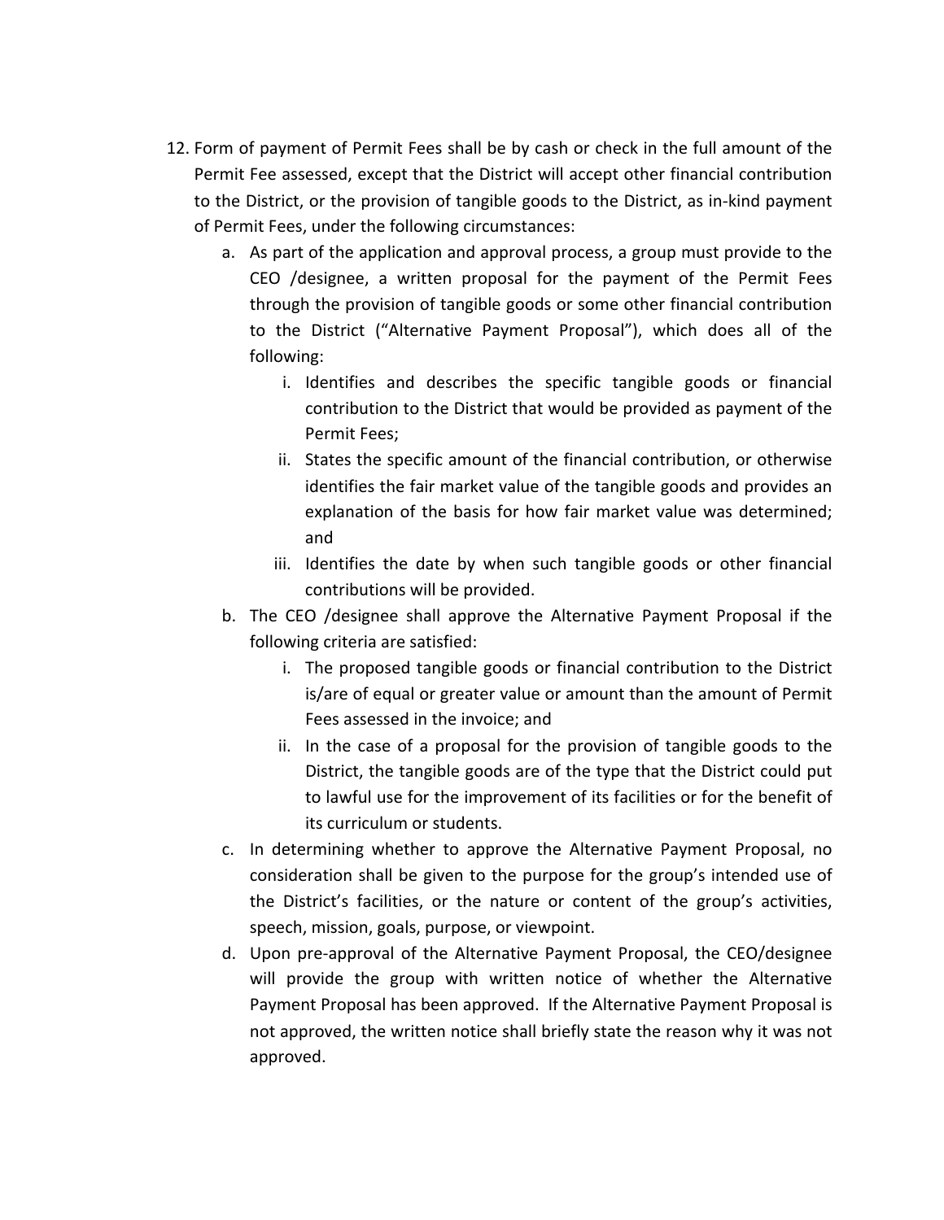12. Form of payment of Permit Fees shall be by cash or check in the full amount of the Permit Fee assessed, except that the District will accept other financial contribution to the District, or the provision of tangible goods to the District, as in-kind payment of Permit Fees, under the following circumstances:
    a. As part of the application and approval process, a group must provide to the CEO /designee, a written proposal for the payment of the Permit Fees through the provision of tangible goods or some other financial contribution to the District ("Alternative Payment Proposal"), which does all of the following:
        i. Identifies and describes the specific tangible goods or financial contribution to the District that would be provided as payment of the Permit Fees;
        ii. States the specific amount of the financial contribution, or otherwise identifies the fair market value of the tangible goods and provides an explanation of the basis for how fair market value was determined; and
        iii. Identifies the date by when such tangible goods or other financial contributions will be provided.
    b. The CEO /designee shall approve the Alternative Payment Proposal if the following criteria are satisfied:
        i. The proposed tangible goods or financial contribution to the District is/are of equal or greater value or amount than the amount of Permit Fees assessed in the invoice; and
        ii. In the case of a proposal for the provision of tangible goods to the District, the tangible goods are of the type that the District could put to lawful use for the improvement of its facilities or for the benefit of its curriculum or students.
    c. In determining whether to approve the Alternative Payment Proposal, no consideration shall be given to the purpose for the group's intended use of the District's facilities, or the nature or content of the group's activities, speech, mission, goals, purpose, or viewpoint.
    d. Upon pre-approval of the Alternative Payment Proposal, the CEO/designee will provide the group with written notice of whether the Alternative Payment Proposal has been approved. If the Alternative Payment Proposal is not approved, the written notice shall briefly state the reason why it was not approved.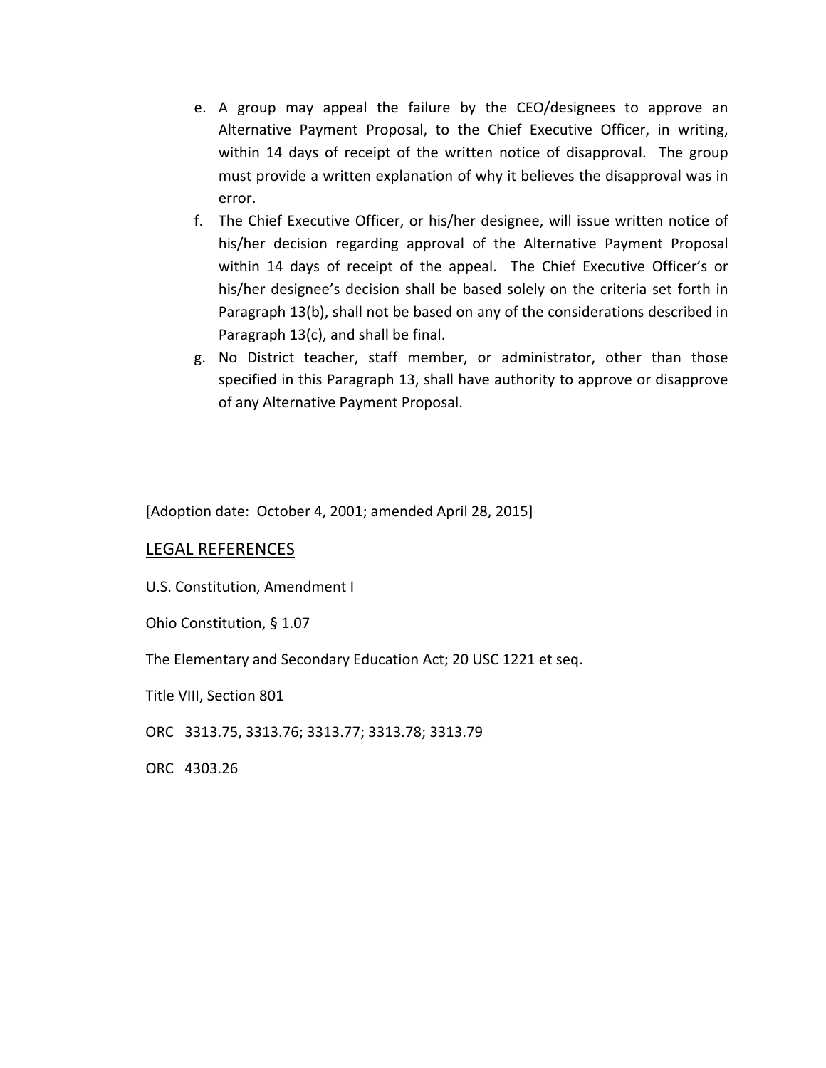e. A group may appeal the failure by the CEO/designees to approve an Alternative Payment Proposal, to the Chief Executive Officer, in writing, within 14 days of receipt of the written notice of disapproval. The group must provide a written explanation of why it believes the disapproval was in error.

f. The Chief Executive Officer, or his/her designee, will issue written notice of his/her decision regarding approval of the Alternative Payment Proposal within 14 days of receipt of the appeal. The Chief Executive Officer's or his/her designee's decision shall be based solely on the criteria set forth in Paragraph 13(b), shall not be based on any of the considerations described in Paragraph 13(c), and shall be final.

g. No District teacher, staff member, or administrator, other than those specified in this Paragraph 13, shall have authority to approve or disapprove of any Alternative Payment Proposal.

[Adoption date: October 4, 2001; amended April 28, 2015]

## LEGAL REFERENCES

U.S. Constitution, Amendment I

Ohio Constitution, § 1.07

The Elementary and Secondary Education Act; 20 USC 1221 et seq.

Title VIII, Section 801

ORC 3313.75, 3313.76; 3313.77; 3313.78; 3313.79

ORC 4303.26